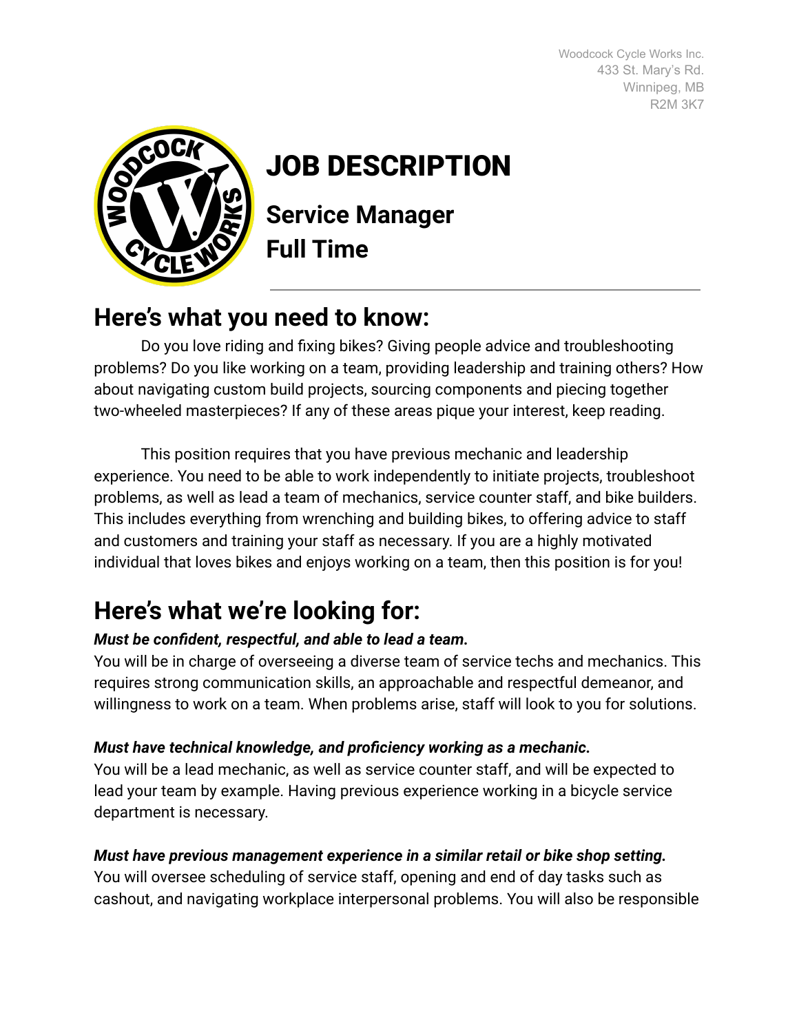Woodcock Cycle Works Inc.
433 St. Mary's Rd.
Winnipeg, MB
R2M 3K7

# JOB DESCRIPTION

## Service Manager
## Full Time

---

## Here's what you need to know:

Do you love riding and fixing bikes? Giving people advice and troubleshooting problems? Do you like working on a team, providing leadership and training others? How about navigating custom build projects, sourcing components and piecing together two-wheeled masterpieces? If any of these areas pique your interest, keep reading.

This position requires that you have previous mechanic and leadership experience. You need to be able to work independently to initiate projects, troubleshoot problems, as well as lead a team of mechanics, service counter staff, and bike builders. This includes everything from wrenching and building bikes, to offering advice to staff and customers and training your staff as necessary. If you are a highly motivated individual that loves bikes and enjoys working on a team, then this position is for you!

## Here's what we're looking for:

***Must be confident, respectful, and able to lead a team.***

You will be in charge of overseeing a diverse team of service techs and mechanics. This requires strong communication skills, an approachable and respectful demeanor, and willingness to work on a team. When problems arise, staff will look to you for solutions.

***Must have technical knowledge, and proficiency working as a mechanic.***

You will be a lead mechanic, as well as service counter staff, and will be expected to lead your team by example. Having previous experience working in a bicycle service department is necessary.

***Must have previous management experience in a similar retail or bike shop setting.***

You will oversee scheduling of service staff, opening and end of day tasks such as cashout, and navigating workplace interpersonal problems. You will also be responsible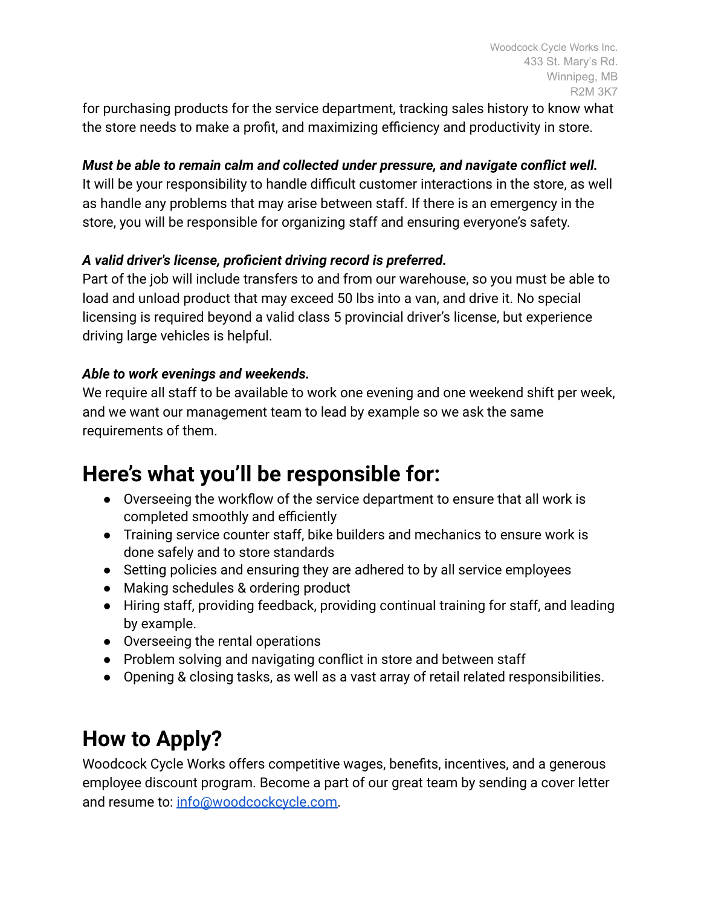for purchasing products for the service department, tracking sales history to know what the store needs to make a profit, and maximizing efficiency and productivity in store.

***Must be able to remain calm and collected under pressure, and navigate conflict well.***
It will be your responsibility to handle difficult customer interactions in the store, as well as handle any problems that may arise between staff. If there is an emergency in the store, you will be responsible for organizing staff and ensuring everyone's safety.

***A valid driver's license, proficient driving record is preferred.***
Part of the job will include transfers to and from our warehouse, so you must be able to load and unload product that may exceed 50 lbs into a van, and drive it. No special licensing is required beyond a valid class 5 provincial driver's license, but experience driving large vehicles is helpful.

***Able to work evenings and weekends.***
We require all staff to be available to work one evening and one weekend shift per week, and we want our management team to lead by example so we ask the same requirements of them.

# Here's what you'll be responsible for:

- Overseeing the workflow of the service department to ensure that all work is completed smoothly and efficiently
- Training service counter staff, bike builders and mechanics to ensure work is done safely and to store standards
- Setting policies and ensuring they are adhered to by all service employees
- Making schedules & ordering product
- Hiring staff, providing feedback, providing continual training for staff, and leading by example.
- Overseeing the rental operations
- Problem solving and navigating conflict in store and between staff
- Opening & closing tasks, as well as a vast array of retail related responsibilities.

# How to Apply?

Woodcock Cycle Works offers competitive wages, benefits, incentives, and a generous employee discount program. Become a part of our great team by sending a cover letter and resume to: [info@woodcockcycle.com](mailto:info@woodcockcycle.com).